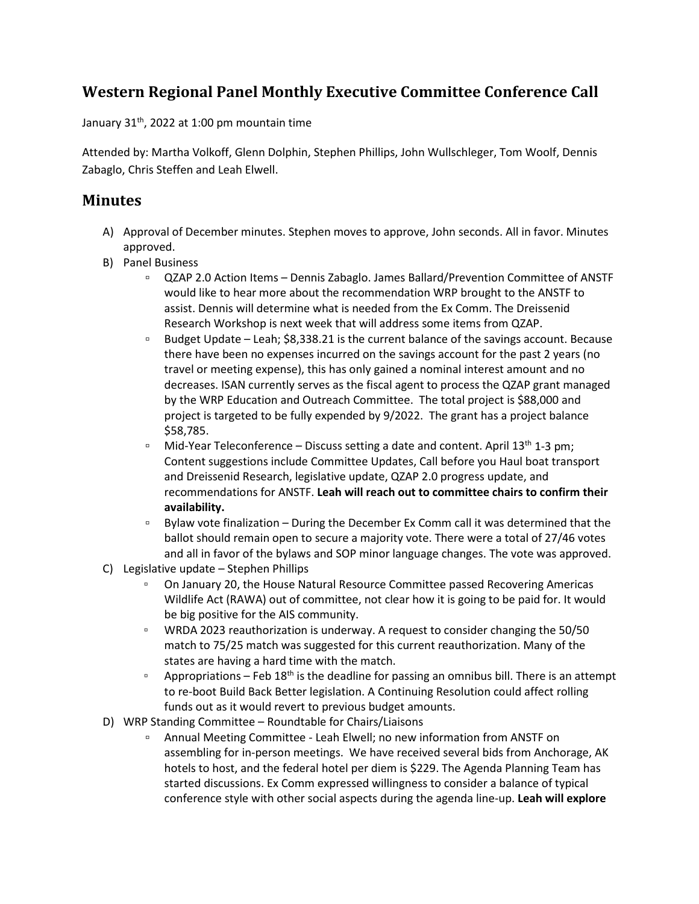# Western Regional Panel Monthly Executive Committee Conference Call

January 31st, 2022 at 1:00 pm mountain time

Attended by: Martha Volkoff, Glenn Dolphin, Stephen Phillips, John Wullschleger, Tom Woolf, Dennis Zabaglo, Chris Steffen and Leah Elwell.

## Minutes

A) Approval of December minutes. Stephen moves to approve, John seconds. All in favor. Minutes approved.

B) Panel Business
   - QZAP 2.0 Action Items – Dennis Zabaglo. James Ballard/Prevention Committee of ANSTF would like to hear more about the recommendation WRP brought to the ANSTF to assist. Dennis will determine what is needed from the Ex Comm. The Dreissenid Research Workshop is next week that will address some items from QZAP.
   - Budget Update – Leah; $8,338.21 is the current balance of the savings account. Because there have been no expenses incurred on the savings account for the past 2 years (no travel or meeting expense), this has only gained a nominal interest amount and no decreases. ISAN currently serves as the fiscal agent to process the QZAP grant managed by the WRP Education and Outreach Committee. The total project is $88,000 and project is targeted to be fully expended by 9/2022. The grant has a project balance $58,785.
   - Mid-Year Teleconference – Discuss setting a date and content. April 13th 1-3 pm; Content suggestions include Committee Updates, Call before you Haul boat transport and Dreissenid Research, legislative update, QZAP 2.0 progress update, and recommendations for ANSTF. **Leah will reach out to committee chairs to confirm their availability.**
   - Bylaw vote finalization – During the December Ex Comm call it was determined that the ballot should remain open to secure a majority vote. There were a total of 27/46 votes and all in favor of the bylaws and SOP minor language changes. The vote was approved.

C) Legislative update – Stephen Phillips
   - On January 20, the House Natural Resource Committee passed Recovering Americas Wildlife Act (RAWA) out of committee, not clear how it is going to be paid for. It would be big positive for the AIS community.
   - WRDA 2023 reauthorization is underway. A request to consider changing the 50/50 match to 75/25 match was suggested for this current reauthorization. Many of the states are having a hard time with the match.
   - Appropriations – Feb 18th is the deadline for passing an omnibus bill. There is an attempt to re-boot Build Back Better legislation. A Continuing Resolution could affect rolling funds out as it would revert to previous budget amounts.

D) WRP Standing Committee – Roundtable for Chairs/Liaisons
   - Annual Meeting Committee - Leah Elwell; no new information from ANSTF on assembling for in-person meetings. We have received several bids from Anchorage, AK hotels to host, and the federal hotel per diem is $229. The Agenda Planning Team has started discussions. Ex Comm expressed willingness to consider a balance of typical conference style with other social aspects during the agenda line-up. **Leah will explore**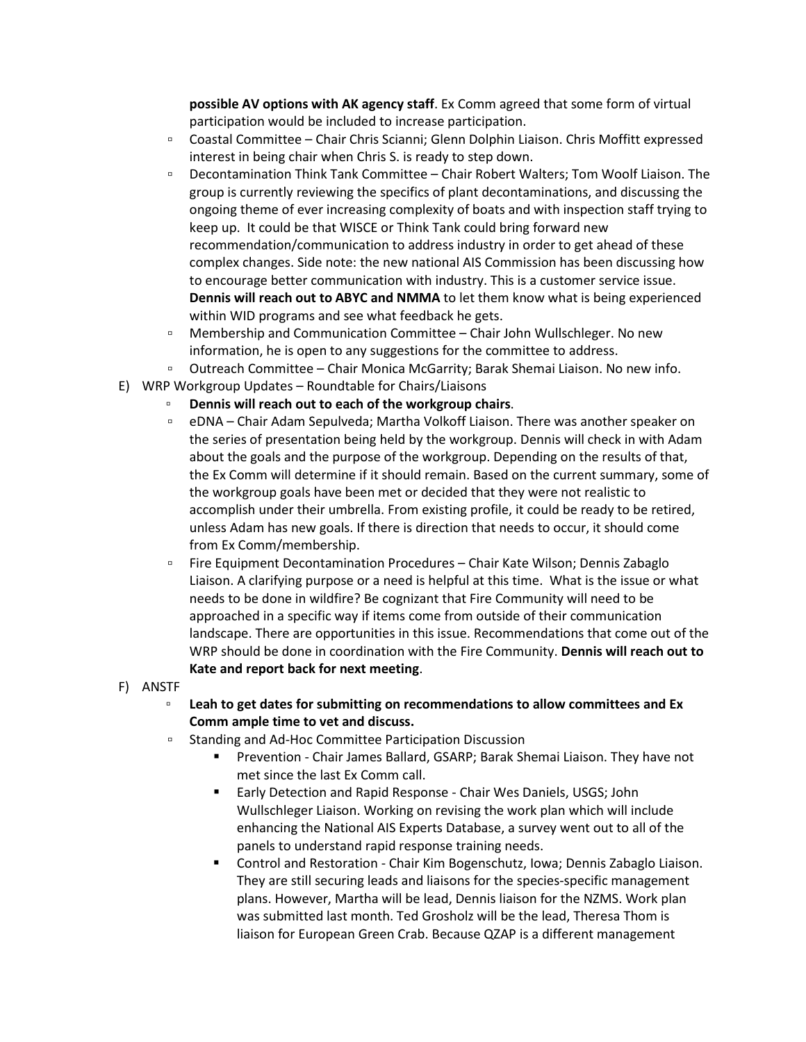**possible AV options with AK agency staff**. Ex Comm agreed that some form of virtual participation would be included to increase participation.

- Coastal Committee – Chair Chris Scianni; Glenn Dolphin Liaison. Chris Moffitt expressed interest in being chair when Chris S. is ready to step down.
- Decontamination Think Tank Committee – Chair Robert Walters; Tom Woolf Liaison. The group is currently reviewing the specifics of plant decontaminations, and discussing the ongoing theme of ever increasing complexity of boats and with inspection staff trying to keep up. It could be that WISCE or Think Tank could bring forward new recommendation/communication to address industry in order to get ahead of these complex changes. Side note: the new national AIS Commission has been discussing how to encourage better communication with industry. This is a customer service issue. **Dennis will reach out to ABYC and NMMA** to let them know what is being experienced within WID programs and see what feedback he gets.
- Membership and Communication Committee – Chair John Wullschleger. No new information, he is open to any suggestions for the committee to address.
- Outreach Committee – Chair Monica McGarrity; Barak Shemai Liaison. No new info.

E) WRP Workgroup Updates – Roundtable for Chairs/Liaisons

- **Dennis will reach out to each of the workgroup chairs**.
- eDNA – Chair Adam Sepulveda; Martha Volkoff Liaison. There was another speaker on the series of presentation being held by the workgroup. Dennis will check in with Adam about the goals and the purpose of the workgroup. Depending on the results of that, the Ex Comm will determine if it should remain. Based on the current summary, some of the workgroup goals have been met or decided that they were not realistic to accomplish under their umbrella. From existing profile, it could be ready to be retired, unless Adam has new goals. If there is direction that needs to occur, it should come from Ex Comm/membership.
- Fire Equipment Decontamination Procedures – Chair Kate Wilson; Dennis Zabaglo Liaison. A clarifying purpose or a need is helpful at this time. What is the issue or what needs to be done in wildfire? Be cognizant that Fire Community will need to be approached in a specific way if items come from outside of their communication landscape. There are opportunities in this issue. Recommendations that come out of the WRP should be done in coordination with the Fire Community. **Dennis will reach out to Kate and report back for next meeting**.

F) ANSTF

- **Leah to get dates for submitting on recommendations to allow committees and Ex Comm ample time to vet and discuss.**
- Standing and Ad-Hoc Committee Participation Discussion
  - Prevention - Chair James Ballard, GSARP; Barak Shemai Liaison. They have not met since the last Ex Comm call.
  - Early Detection and Rapid Response - Chair Wes Daniels, USGS; John Wullschleger Liaison. Working on revising the work plan which will include enhancing the National AIS Experts Database, a survey went out to all of the panels to understand rapid response training needs.
  - Control and Restoration - Chair Kim Bogenschutz, Iowa; Dennis Zabaglo Liaison. They are still securing leads and liaisons for the species-specific management plans. However, Martha will be lead, Dennis liaison for the NZMS. Work plan was submitted last month. Ted Grosholz will be the lead, Theresa Thom is liaison for European Green Crab. Because QZAP is a different management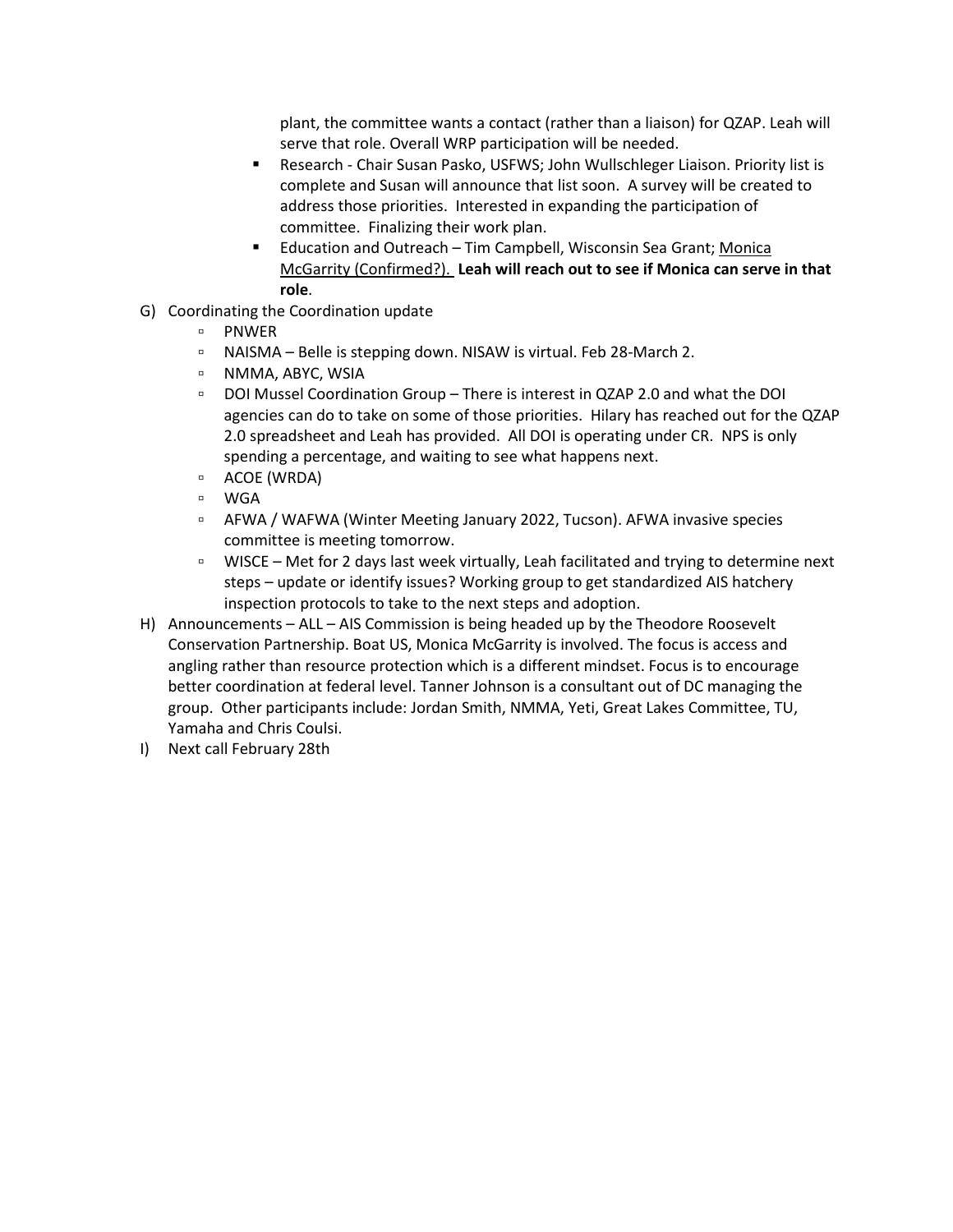plant, the committee wants a contact (rather than a liaison) for QZAP. Leah will serve that role. Overall WRP participation will be needed.

- Research - Chair Susan Pasko, USFWS; John Wullschleger Liaison. Priority list is complete and Susan will announce that list soon. A survey will be created to address those priorities. Interested in expanding the participation of committee. Finalizing their work plan.
- Education and Outreach – Tim Campbell, Wisconsin Sea Grant; Monica McGarrity (Confirmed?). **Leah will reach out to see if Monica can serve in that role**.

G) Coordinating the Coordination update

- PNWER
- NAISMA – Belle is stepping down. NISAW is virtual. Feb 28-March 2.
- NMMA, ABYC, WSIA
- DOI Mussel Coordination Group – There is interest in QZAP 2.0 and what the DOI agencies can do to take on some of those priorities. Hilary has reached out for the QZAP 2.0 spreadsheet and Leah has provided. All DOI is operating under CR. NPS is only spending a percentage, and waiting to see what happens next.
- ACOE (WRDA)
- WGA
- AFWA / WAFWA (Winter Meeting January 2022, Tucson). AFWA invasive species committee is meeting tomorrow.
- WISCE – Met for 2 days last week virtually, Leah facilitated and trying to determine next steps – update or identify issues? Working group to get standardized AIS hatchery inspection protocols to take to the next steps and adoption.

H) Announcements – ALL – AIS Commission is being headed up by the Theodore Roosevelt Conservation Partnership. Boat US, Monica McGarrity is involved. The focus is access and angling rather than resource protection which is a different mindset. Focus is to encourage better coordination at federal level. Tanner Johnson is a consultant out of DC managing the group. Other participants include: Jordan Smith, NMMA, Yeti, Great Lakes Committee, TU, Yamaha and Chris Coulsi.

I) Next call February 28th